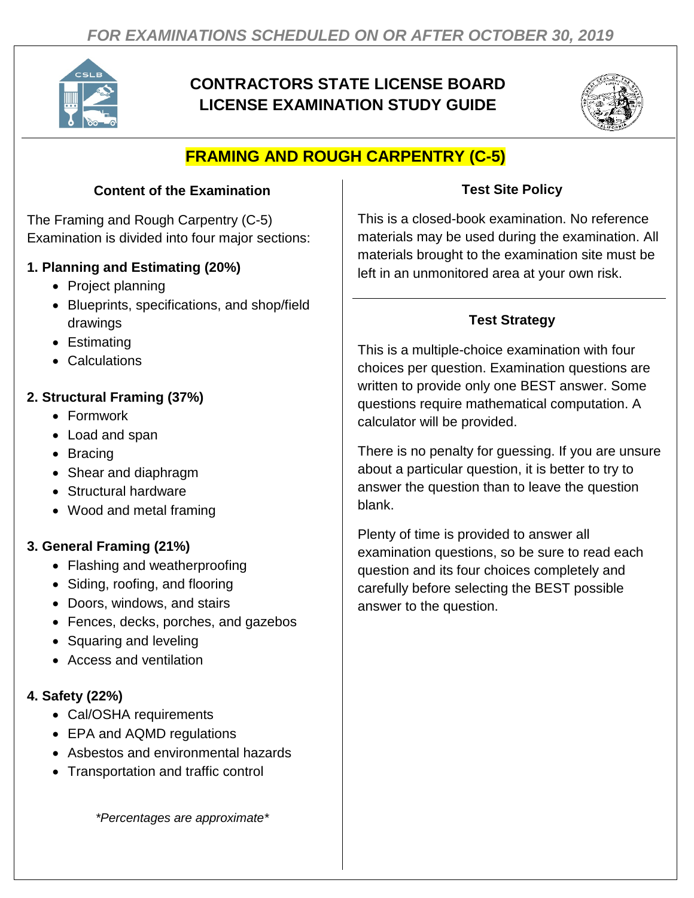*FOR EXAMINATIONS SCHEDULED ON OR AFTER OCTOBER 30, 2019*

# CONTRACTORS STATE LICENSE BOARD LICENSE EXAMINATION STUDY GUIDE

## FRAMING AND ROUGH CARPENTRY (C-5)

### Content of the Examination

The Framing and Rough Carpentry (C-5) Examination is divided into four major sections:

**1. Planning and Estimating (20%)**

- Project planning
- Blueprints, specifications, and shop/field drawings
- Estimating
- Calculations

**2. Structural Framing (37%)**

- Formwork
- Load and span
- Bracing
- Shear and diaphragm
- Structural hardware
- Wood and metal framing

**3. General Framing (21%)**

- Flashing and weatherproofing
- Siding, roofing, and flooring
- Doors, windows, and stairs
- Fences, decks, porches, and gazebos
- Squaring and leveling
- Access and ventilation

**4. Safety (22%)**

- Cal/OSHA requirements
- EPA and AQMD regulations
- Asbestos and environmental hazards
- Transportation and traffic control

*\*Percentages are approximate\**

### Test Site Policy

This is a closed-book examination. No reference materials may be used during the examination. All materials brought to the examination site must be left in an unmonitored area at your own risk.

### Test Strategy

This is a multiple-choice examination with four choices per question. Examination questions are written to provide only one BEST answer. Some questions require mathematical computation. A calculator will be provided.

There is no penalty for guessing. If you are unsure about a particular question, it is better to try to answer the question than to leave the question blank.

Plenty of time is provided to answer all examination questions, so be sure to read each question and its four choices completely and carefully before selecting the BEST possible answer to the question.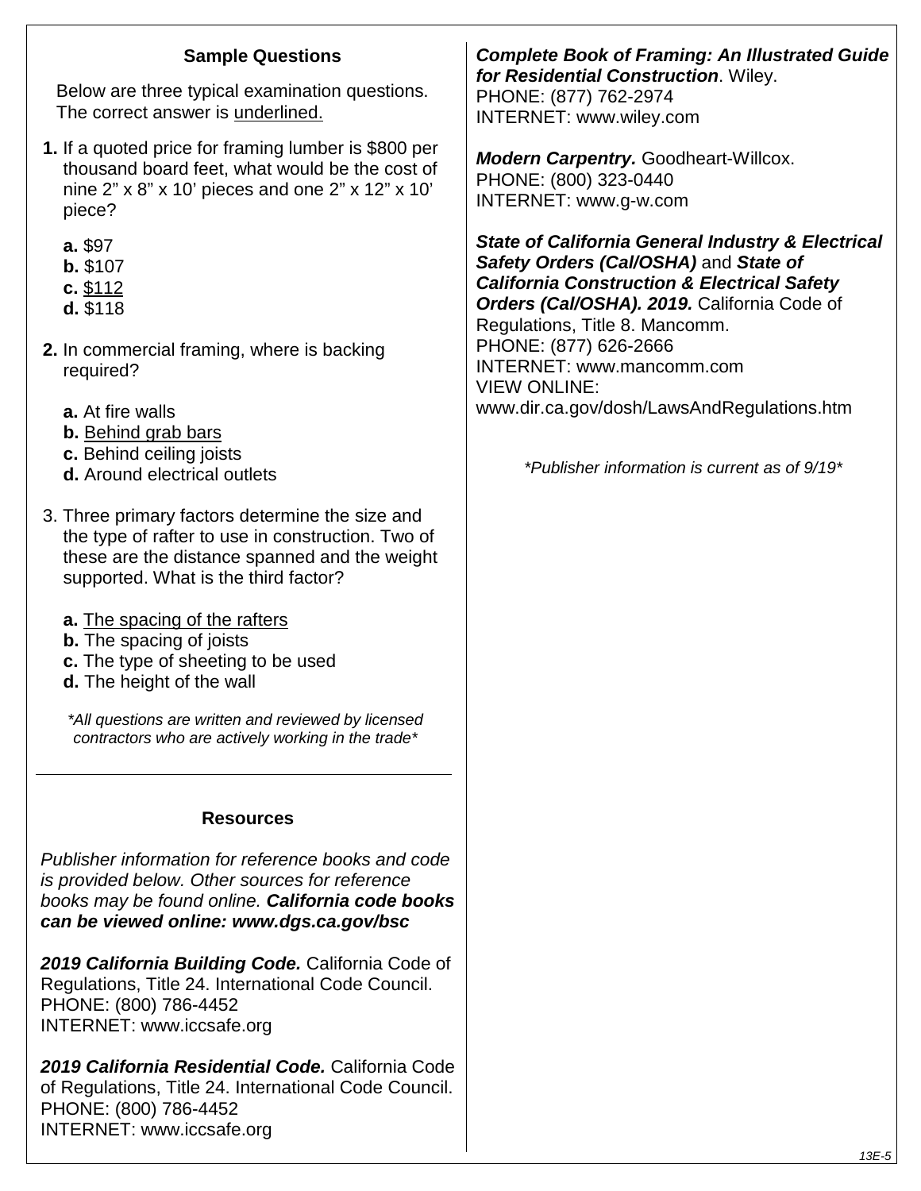## Sample Questions

Below are three typical examination questions. The correct answer is <u>underlined.</u>

**1.** If a quoted price for framing lumber is $800 per thousand board feet, what would be the cost of nine 2" x 8" x 10' pieces and one 2" x 12" x 10' piece?

**a.** $97
**b.** $107
**c.** <u>$112</u>
**d.** $118

**2.** In commercial framing, where is backing required?

**a.** At fire walls
**b.** <u>Behind grab bars</u>
**c.** Behind ceiling joists
**d.** Around electrical outlets

3. Three primary factors determine the size and the type of rafter to use in construction. Two of these are the distance spanned and the weight supported. What is the third factor?

**a.** <u>The spacing of the rafters</u>
**b.** The spacing of joists
**c.** The type of sheeting to be used
**d.** The height of the wall

*\*All questions are written and reviewed by licensed contractors who are actively working in the trade\**

---

## Resources

*Publisher information for reference books and code is provided below. Other sources for reference books may be found online.* ***California code books can be viewed online: www.dgs.ca.gov/bsc***

***2019 California Building Code.*** California Code of Regulations, Title 24. International Code Council.
PHONE: (800) 786-4452
INTERNET: www.iccsafe.org

***2019 California Residential Code.*** California Code of Regulations, Title 24. International Code Council.
PHONE: (800) 786-4452
INTERNET: www.iccsafe.org

***Complete Book of Framing: An Illustrated Guide for Residential Construction***. Wiley.
PHONE: (877) 762-2974
INTERNET: www.wiley.com

***Modern Carpentry.*** Goodheart-Willcox.
PHONE: (800) 323-0440
INTERNET: www.g-w.com

***State of California General Industry & Electrical Safety Orders (Cal/OSHA)*** and ***State of California Construction & Electrical Safety Orders (Cal/OSHA). 2019.*** California Code of Regulations, Title 8. Mancomm.
PHONE: (877) 626-2666
INTERNET: www.mancomm.com
VIEW ONLINE:
www.dir.ca.gov/dosh/LawsAndRegulations.htm

*\*Publisher information is current as of 9/19\**